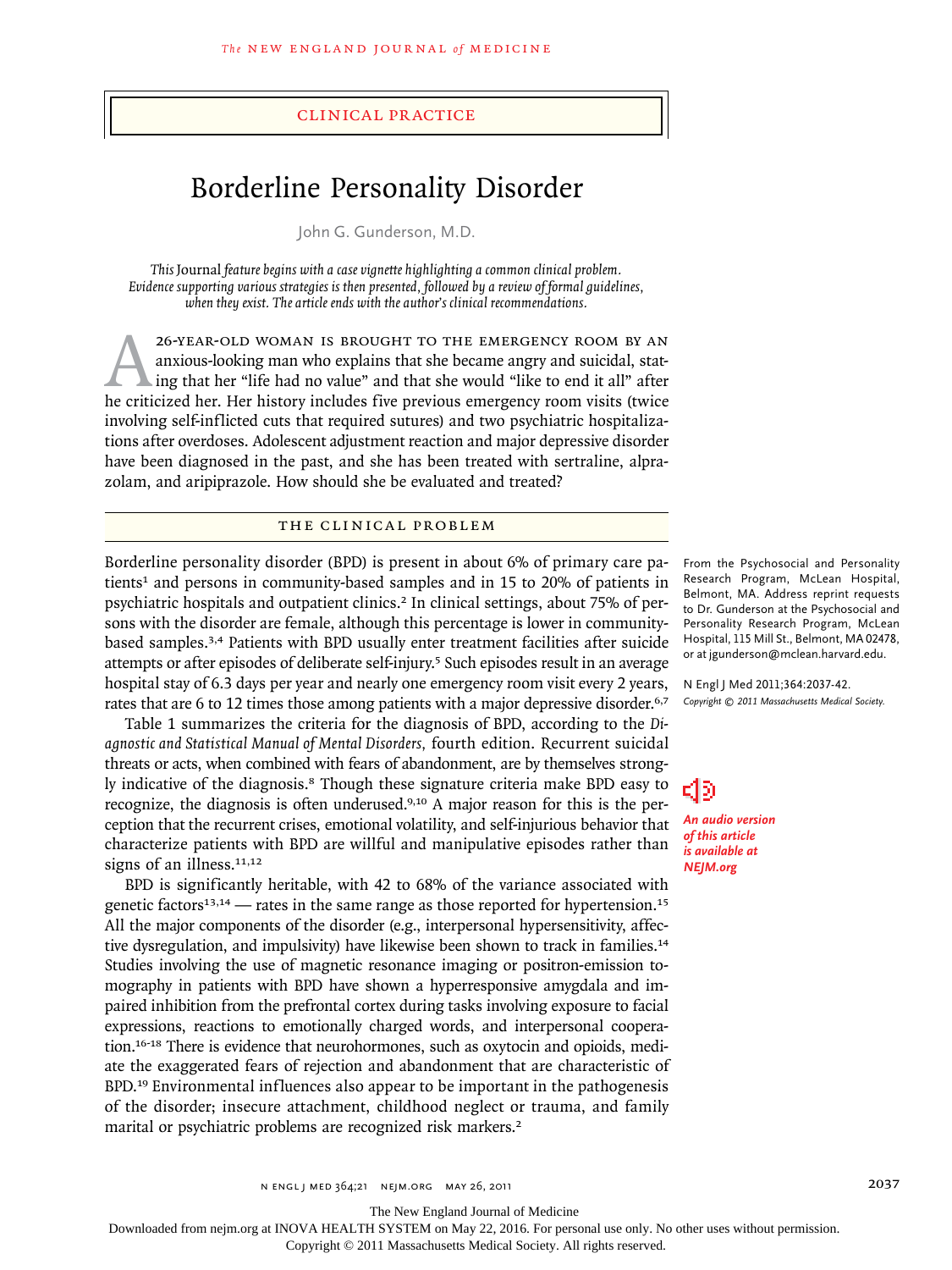## Clinical Practice

# Borderline Personality Disorder

John G. Gunderson, M.D.

*This* Journal *feature begins with a case vignette highlighting a common clinical problem. Evidence supporting various strategies is then presented, followed by a review of formal guidelines, when they exist. The article ends with the author's clinical recommendations.*

A 26-year-old woman is brought to the emergency room by an anxious-looking man who explains that she became angry and suicidal, stating that her "life had no value" and that she would "like to end it all" after he criticized her. Her history includes five previous emergency room visits (twice involving self-inflicted cuts that required sutures) and two psychiatric hospitalizations after overdoses. Adolescent adjustment reaction and major depressive disorder have been diagnosed in the past, and she has been treated with sertraline, alprazolam, and aripiprazole. How should she be evaluated and treated?

## The Clinical Problem

Borderline personality disorder (BPD) is present in about 6% of primary care patients[1] and persons in community-based samples and in 15 to 20% of patients in psychiatric hospitals and outpatient clinics.[2] In clinical settings, about 75% of persons with the disorder are female, although this percentage is lower in community-based samples.[3,4] Patients with BPD usually enter treatment facilities after suicide attempts or after episodes of deliberate self-injury.[5] Such episodes result in an average hospital stay of 6.3 days per year and nearly one emergency room visit every 2 years, rates that are 6 to 12 times those among patients with a major depressive disorder.[6,7]

Table 1 summarizes the criteria for the diagnosis of BPD, according to the *Diagnostic and Statistical Manual of Mental Disorders,* fourth edition. Recurrent suicidal threats or acts, when combined with fears of abandonment, are by themselves strongly indicative of the diagnosis.[8] Though these signature criteria make BPD easy to recognize, the diagnosis is often underused.[9,10] A major reason for this is the perception that the recurrent crises, emotional volatility, and self-injurious behavior that characterize patients with BPD are willful and manipulative episodes rather than signs of an illness.[11,12]

BPD is significantly heritable, with 42 to 68% of the variance associated with genetic factors[13,14] — rates in the same range as those reported for hypertension.[15] All the major components of the disorder (e.g., interpersonal hypersensitivity, affective dysregulation, and impulsivity) have likewise been shown to track in families.[14] Studies involving the use of magnetic resonance imaging or positron-emission tomography in patients with BPD have shown a hyperresponsive amygdala and impaired inhibition from the prefrontal cortex during tasks involving exposure to facial expressions, reactions to emotionally charged words, and interpersonal cooperation.[16-18] There is evidence that neurohormones, such as oxytocin and opioids, mediate the exaggerated fears of rejection and abandonment that are characteristic of BPD.[19] Environmental influences also appear to be important in the pathogenesis of the disorder; insecure attachment, childhood neglect or trauma, and family marital or psychiatric problems are recognized risk markers.[2]

From the Psychosocial and Personality Research Program, McLean Hospital, Belmont, MA. Address reprint requests to Dr. Gunderson at the Psychosocial and Personality Research Program, McLean Hospital, 115 Mill St., Belmont, MA 02478, or at jgunderson@mclean.harvard.edu.

N Engl J Med 2011;364:2037-42.
*Copyright © 2011 Massachusetts Medical Society.*

*An audio version of this article is available at NEJM.org*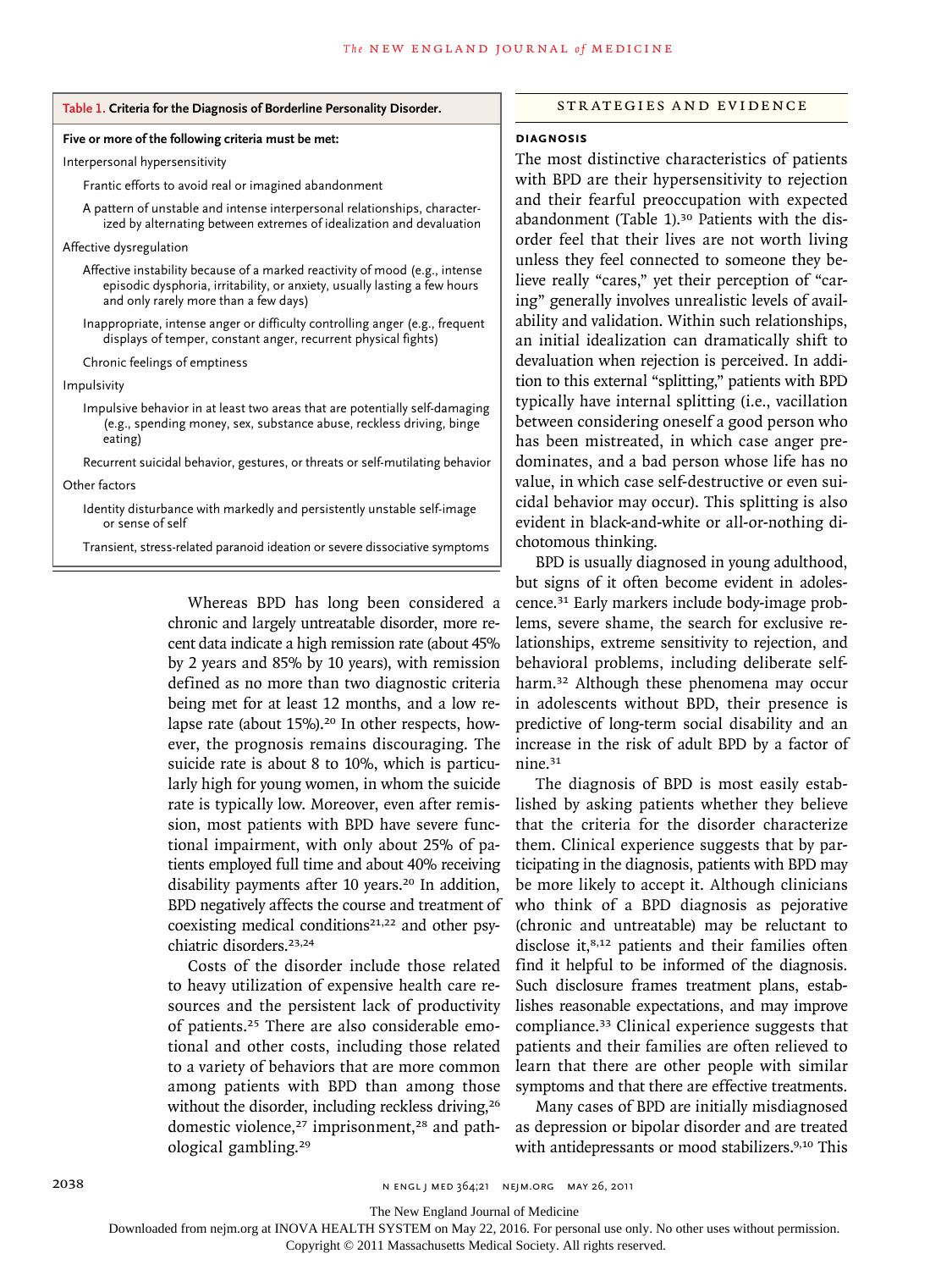**Table 1. Criteria for the Diagnosis of Borderline Personality Disorder.**

| Five or more of the following criteria must be met: |
|---|
| Interpersonal hypersensitivity |
| Frantic efforts to avoid real or imagined abandonment |
| A pattern of unstable and intense interpersonal relationships, characterized by alternating between extremes of idealization and devaluation |
| Affective dysregulation |
| Affective instability because of a marked reactivity of mood (e.g., intense episodic dysphoria, irritability, or anxiety, usually lasting a few hours and only rarely more than a few days) |
| Inappropriate, intense anger or difficulty controlling anger (e.g., frequent displays of temper, constant anger, recurrent physical fights) |
| Chronic feelings of emptiness |
| Impulsivity |
| Impulsive behavior in at least two areas that are potentially self-damaging (e.g., spending money, sex, substance abuse, reckless driving, binge eating) |
| Recurrent suicidal behavior, gestures, or threats or self-mutilating behavior |
| Other factors |
| Identity disturbance with markedly and persistently unstable self-image or sense of self |
| Transient, stress-related paranoid ideation or severe dissociative symptoms |

Whereas BPD has long been considered a chronic and largely untreatable disorder, more recent data indicate a high remission rate (about 45% by 2 years and 85% by 10 years), with remission defined as no more than two diagnostic criteria being met for at least 12 months, and a low relapse rate (about 15%).[20] In other respects, however, the prognosis remains discouraging. The suicide rate is about 8 to 10%, which is particularly high for young women, in whom the suicide rate is typically low. Moreover, even after remission, most patients with BPD have severe functional impairment, with only about 25% of patients employed full time and about 40% receiving disability payments after 10 years.[20] In addition, BPD negatively affects the course and treatment of coexisting medical conditions[21,22] and other psychiatric disorders.[23,24]

Costs of the disorder include those related to heavy utilization of expensive health care resources and the persistent lack of productivity of patients.[25] There are also considerable emotional and other costs, including those related to a variety of behaviors that are more common among patients with BPD than among those without the disorder, including reckless driving,[26] domestic violence,[27] imprisonment,[28] and pathological gambling.[29]

## STRATEGIES AND EVIDENCE

### DIAGNOSIS

The most distinctive characteristics of patients with BPD are their hypersensitivity to rejection and their fearful preoccupation with expected abandonment (Table 1).[30] Patients with the disorder feel that their lives are not worth living unless they feel connected to someone they believe really "cares," yet their perception of "caring" generally involves unrealistic levels of availability and validation. Within such relationships, an initial idealization can dramatically shift to devaluation when rejection is perceived. In addition to this external "splitting," patients with BPD typically have internal splitting (i.e., vacillation between considering oneself a good person who has been mistreated, in which case anger predominates, and a bad person whose life has no value, in which case self-destructive or even suicidal behavior may occur). This splitting is also evident in black-and-white or all-or-nothing dichotomous thinking.

BPD is usually diagnosed in young adulthood, but signs of it often become evident in adolescence.[31] Early markers include body-image problems, severe shame, the search for exclusive relationships, extreme sensitivity to rejection, and behavioral problems, including deliberate self-harm.[32] Although these phenomena may occur in adolescents without BPD, their presence is predictive of long-term social disability and an increase in the risk of adult BPD by a factor of nine.[31]

The diagnosis of BPD is most easily established by asking patients whether they believe that the criteria for the disorder characterize them. Clinical experience suggests that by participating in the diagnosis, patients with BPD may be more likely to accept it. Although clinicians who think of a BPD diagnosis as pejorative (chronic and untreatable) may be reluctant to disclose it,[8,12] patients and their families often find it helpful to be informed of the diagnosis. Such disclosure frames treatment plans, establishes reasonable expectations, and may improve compliance.[33] Clinical experience suggests that patients and their families are often relieved to learn that there are other people with similar symptoms and that there are effective treatments.

Many cases of BPD are initially misdiagnosed as depression or bipolar disorder and are treated with antidepressants or mood stabilizers.[9,10] This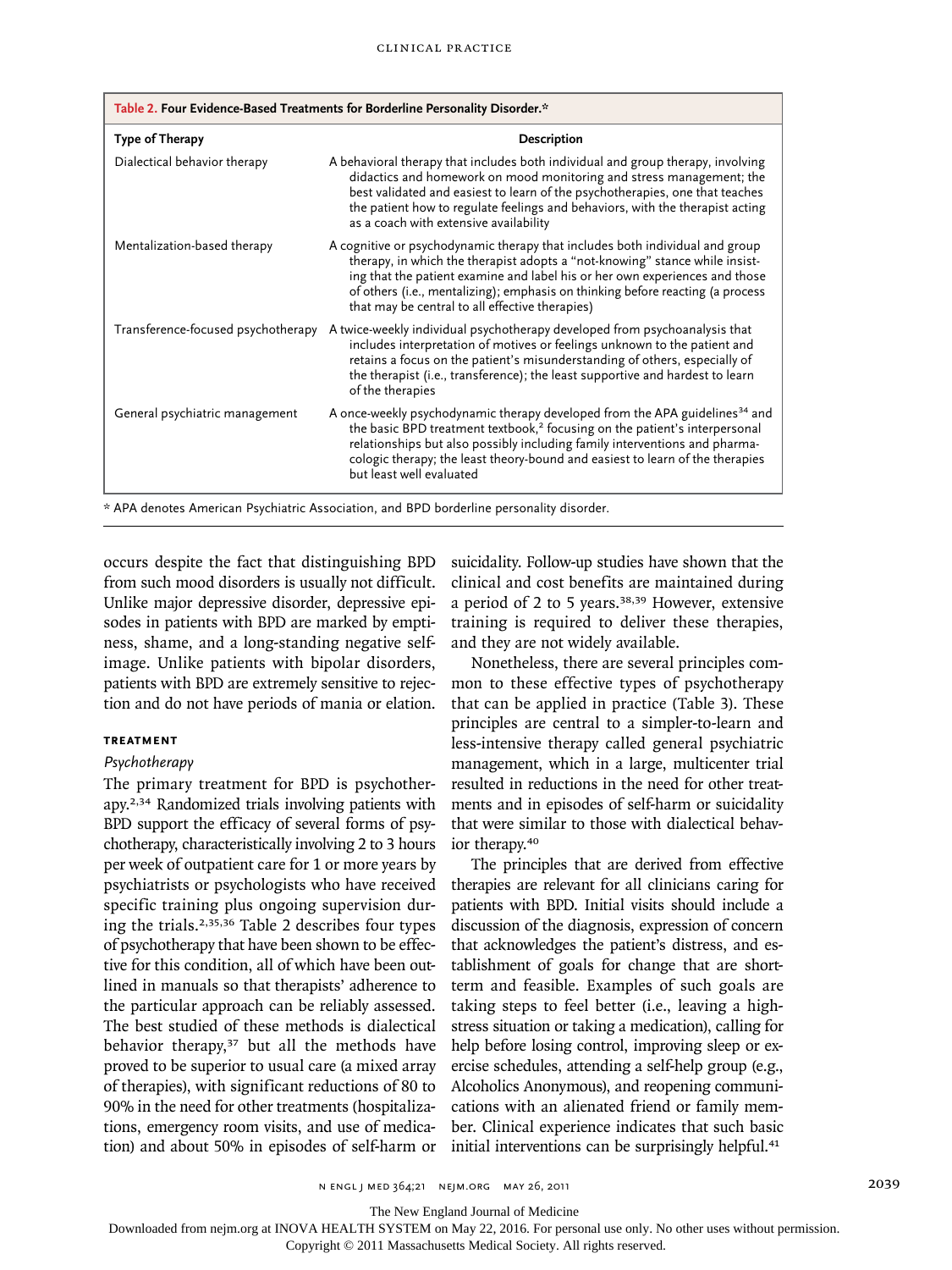**Table 2. Four Evidence-Based Treatments for Borderline Personality Disorder.***

| Type of Therapy | Description |
|---|---|
| Dialectical behavior therapy | A behavioral therapy that includes both individual and group therapy, involving didactics and homework on mood monitoring and stress management; the best validated and easiest to learn of the psychotherapies, one that teaches the patient how to regulate feelings and behaviors, with the therapist acting as a coach with extensive availability |
| Mentalization-based therapy | A cognitive or psychodynamic therapy that includes both individual and group therapy, in which the therapist adopts a "not-knowing" stance while insisting that the patient examine and label his or her own experiences and those of others (i.e., mentalizing); emphasis on thinking before reacting (a process that may be central to all effective therapies) |
| Transference-focused psychotherapy | A twice-weekly individual psychotherapy developed from psychoanalysis that includes interpretation of motives or feelings unknown to the patient and retains a focus on the patient's misunderstanding of others, especially of the therapist (i.e., transference); the least supportive and hardest to learn of the therapies |
| General psychiatric management | A once-weekly psychodynamic therapy developed from the APA guidelines[34] and the basic BPD treatment textbook,[2] focusing on the patient's interpersonal relationships but also possibly including family interventions and pharmacologic therapy; the least theory-bound and easiest to learn of the therapies but least well evaluated |

* APA denotes American Psychiatric Association, and BPD borderline personality disorder.

occurs despite the fact that distinguishing BPD from such mood disorders is usually not difficult. Unlike major depressive disorder, depressive episodes in patients with BPD are marked by emptiness, shame, and a long-standing negative self-image. Unlike patients with bipolar disorders, patients with BPD are extremely sensitive to rejection and do not have periods of mania or elation.

## TREATMENT

### *Psychotherapy*

The primary treatment for BPD is psychotherapy.[2,34] Randomized trials involving patients with BPD support the efficacy of several forms of psychotherapy, characteristically involving 2 to 3 hours per week of outpatient care for 1 or more years by psychiatrists or psychologists who have received specific training plus ongoing supervision during the trials.[2,35,36] Table 2 describes four types of psychotherapy that have been shown to be effective for this condition, all of which have been outlined in manuals so that therapists' adherence to the particular approach can be reliably assessed. The best studied of these methods is dialectical behavior therapy,[37] but all the methods have proved to be superior to usual care (a mixed array of therapies), with significant reductions of 80 to 90% in the need for other treatments (hospitalizations, emergency room visits, and use of medication) and about 50% in episodes of self-harm or suicidality. Follow-up studies have shown that the clinical and cost benefits are maintained during a period of 2 to 5 years.[38,39] However, extensive training is required to deliver these therapies, and they are not widely available.

Nonetheless, there are several principles common to these effective types of psychotherapy that can be applied in practice (Table 3). These principles are central to a simpler-to-learn and less-intensive therapy called general psychiatric management, which in a large, multicenter trial resulted in reductions in the need for other treatments and in episodes of self-harm or suicidality that were similar to those with dialectical behavior therapy.[40]

The principles that are derived from effective therapies are relevant for all clinicians caring for patients with BPD. Initial visits should include a discussion of the diagnosis, expression of concern that acknowledges the patient's distress, and establishment of goals for change that are short-term and feasible. Examples of such goals are taking steps to feel better (i.e., leaving a high-stress situation or taking a medication), calling for help before losing control, improving sleep or exercise schedules, attending a self-help group (e.g., Alcoholics Anonymous), and reopening communications with an alienated friend or family member. Clinical experience indicates that such basic initial interventions can be surprisingly helpful.[41]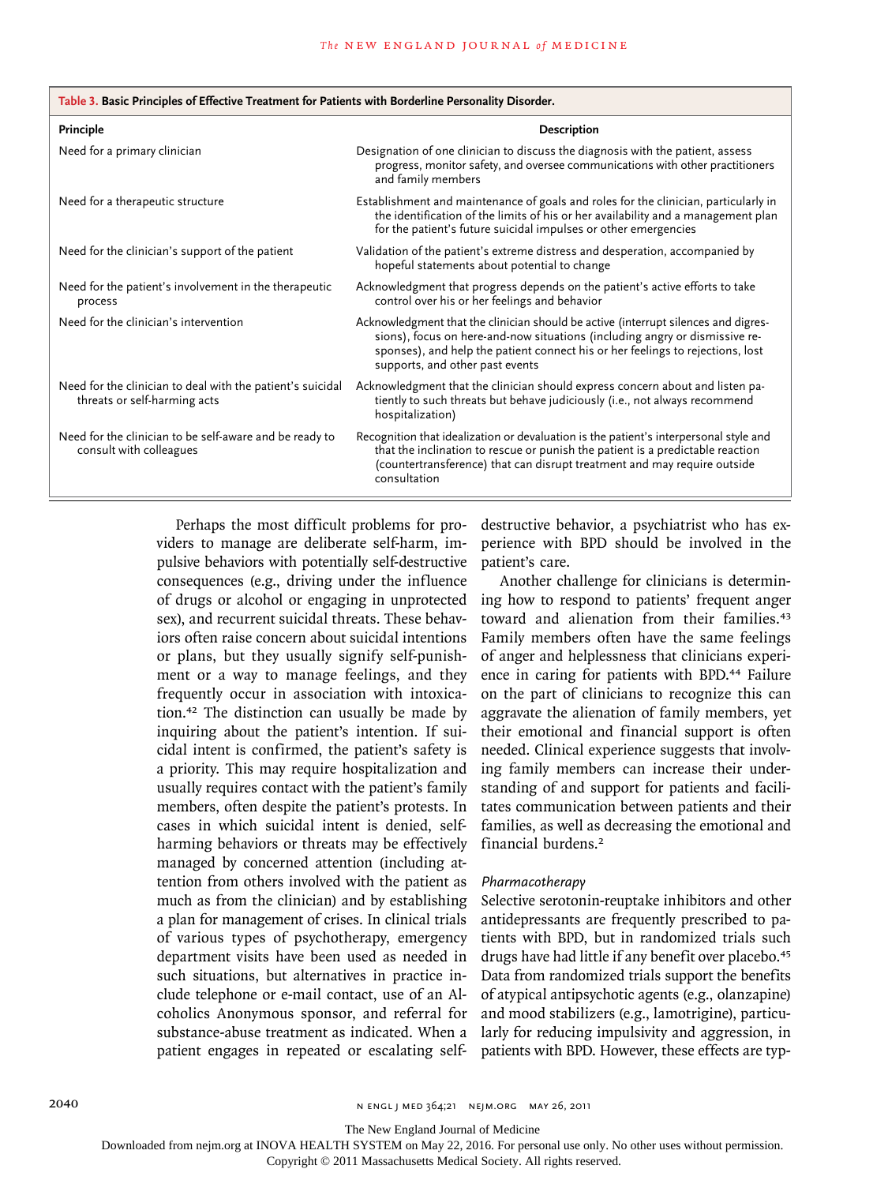**Table 3. Basic Principles of Effective Treatment for Patients with Borderline Personality Disorder.**

| Principle | Description |
|---|---|
| Need for a primary clinician | Designation of one clinician to discuss the diagnosis with the patient, assess progress, monitor safety, and oversee communications with other practitioners and family members |
| Need for a therapeutic structure | Establishment and maintenance of goals and roles for the clinician, particularly in the identification of the limits of his or her availability and a management plan for the patient's future suicidal impulses or other emergencies |
| Need for the clinician's support of the patient | Validation of the patient's extreme distress and desperation, accompanied by hopeful statements about potential to change |
| Need for the patient's involvement in the therapeutic process | Acknowledgment that progress depends on the patient's active efforts to take control over his or her feelings and behavior |
| Need for the clinician's intervention | Acknowledgment that the clinician should be active (interrupt silences and digressions), focus on here-and-now situations (including angry or dismissive responses), and help the patient connect his or her feelings to rejections, lost supports, and other past events |
| Need for the clinician to deal with the patient's suicidal threats or self-harming acts | Acknowledgment that the clinician should express concern about and listen patiently to such threats but behave judiciously (i.e., not always recommend hospitalization) |
| Need for the clinician to be self-aware and be ready to consult with colleagues | Recognition that idealization or devaluation is the patient's interpersonal style and that the inclination to rescue or punish the patient is a predictable reaction (countertransference) that can disrupt treatment and may require outside consultation |

Perhaps the most difficult problems for providers to manage are deliberate self-harm, impulsive behaviors with potentially self-destructive consequences (e.g., driving under the influence of drugs or alcohol or engaging in unprotected sex), and recurrent suicidal threats. These behaviors often raise concern about suicidal intentions or plans, but they usually signify self-punishment or a way to manage feelings, and they frequently occur in association with intoxication.[42] The distinction can usually be made by inquiring about the patient's intention. If suicidal intent is confirmed, the patient's safety is a priority. This may require hospitalization and usually requires contact with the patient's family members, often despite the patient's protests. In cases in which suicidal intent is denied, self-harming behaviors or threats may be effectively managed by concerned attention (including attention from others involved with the patient as much as from the clinician) and by establishing a plan for management of crises. In clinical trials of various types of psychotherapy, emergency department visits have been used as needed in such situations, but alternatives in practice include telephone or e-mail contact, use of an Alcoholics Anonymous sponsor, and referral for substance-abuse treatment as indicated. When a patient engages in repeated or escalating self-destructive behavior, a psychiatrist who has experience with BPD should be involved in the patient's care.

Another challenge for clinicians is determining how to respond to patients' frequent anger toward and alienation from their families.[43] Family members often have the same feelings of anger and helplessness that clinicians experience in caring for patients with BPD.[44] Failure on the part of clinicians to recognize this can aggravate the alienation of family members, yet their emotional and financial support is often needed. Clinical experience suggests that involving family members can increase their understanding of and support for patients and facilitates communication between patients and their families, as well as decreasing the emotional and financial burdens.[2]

### *Pharmacotherapy*

Selective serotonin-reuptake inhibitors and other antidepressants are frequently prescribed to patients with BPD, but in randomized trials such drugs have had little if any benefit over placebo.[45] Data from randomized trials support the benefits of atypical antipsychotic agents (e.g., olanzapine) and mood stabilizers (e.g., lamotrigine), particularly for reducing impulsivity and aggression, in patients with BPD. However, these effects are typ-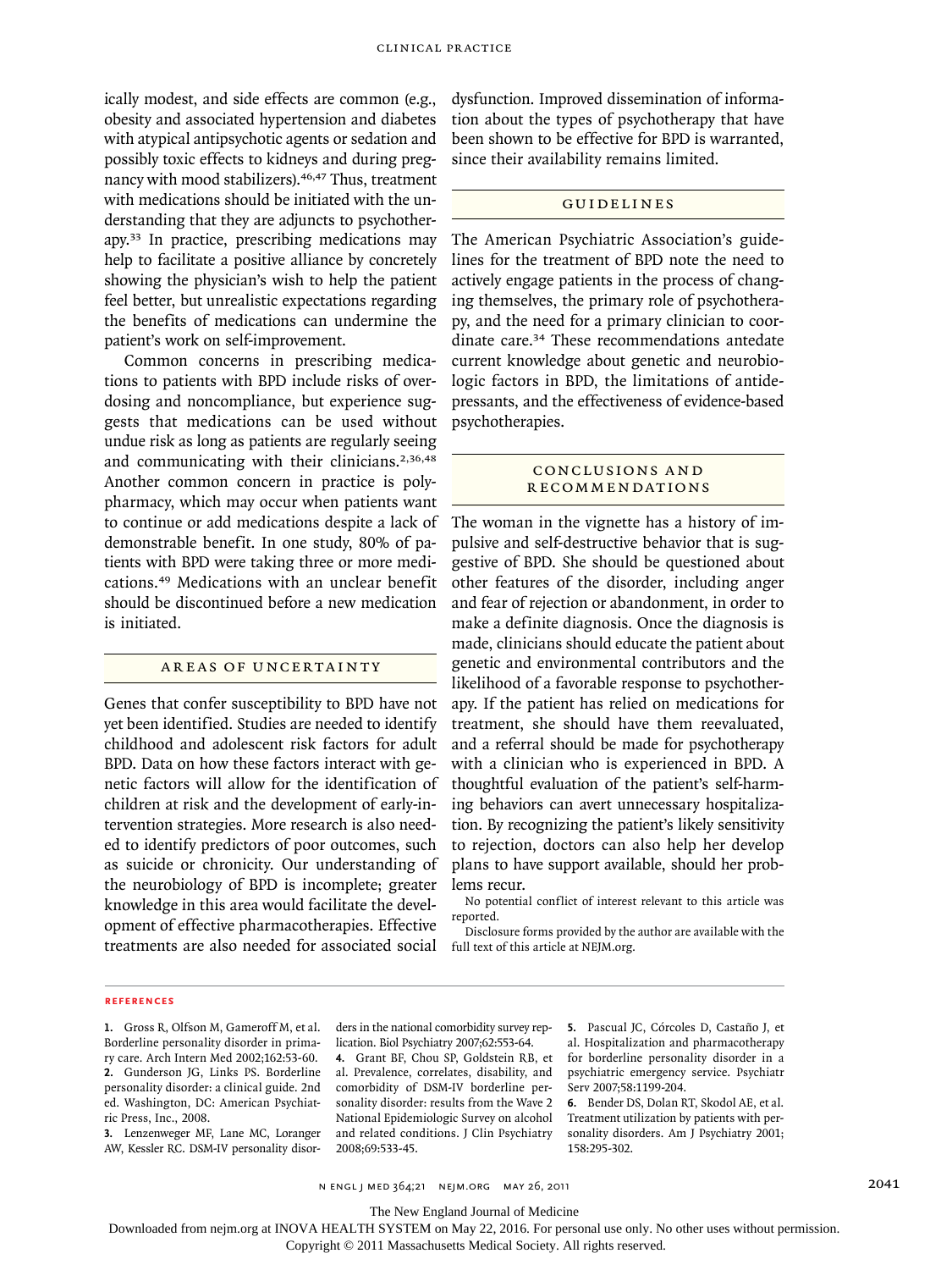ically modest, and side effects are common (e.g., obesity and associated hypertension and diabetes with atypical antipsychotic agents or sedation and possibly toxic effects to kidneys and during pregnancy with mood stabilizers).[46,47] Thus, treatment with medications should be initiated with the understanding that they are adjuncts to psychotherapy.[33] In practice, prescribing medications may help to facilitate a positive alliance by concretely showing the physician's wish to help the patient feel better, but unrealistic expectations regarding the benefits of medications can undermine the patient's work on self-improvement.

Common concerns in prescribing medications to patients with BPD include risks of overdosing and noncompliance, but experience suggests that medications can be used without undue risk as long as patients are regularly seeing and communicating with their clinicians.[2,36,48] Another common concern in practice is polypharmacy, which may occur when patients want to continue or add medications despite a lack of demonstrable benefit. In one study, 80% of patients with BPD were taking three or more medications.[49] Medications with an unclear benefit should be discontinued before a new medication is initiated.

## AREAS OF UNCERTAINTY

Genes that confer susceptibility to BPD have not yet been identified. Studies are needed to identify childhood and adolescent risk factors for adult BPD. Data on how these factors interact with genetic factors will allow for the identification of children at risk and the development of early-intervention strategies. More research is also needed to identify predictors of poor outcomes, such as suicide or chronicity. Our understanding of the neurobiology of BPD is incomplete; greater knowledge in this area would facilitate the development of effective pharmacotherapies. Effective treatments are also needed for associated social dysfunction. Improved dissemination of information about the types of psychotherapy that have been shown to be effective for BPD is warranted, since their availability remains limited.

## GUIDELINES

The American Psychiatric Association's guidelines for the treatment of BPD note the need to actively engage patients in the process of changing themselves, the primary role of psychotherapy, and the need for a primary clinician to coordinate care.[34] These recommendations antedate current knowledge about genetic and neurobiologic factors in BPD, the limitations of antidepressants, and the effectiveness of evidence-based psychotherapies.

## CONCLUSIONS AND RECOMMENDATIONS

The woman in the vignette has a history of impulsive and self-destructive behavior that is suggestive of BPD. She should be questioned about other features of the disorder, including anger and fear of rejection or abandonment, in order to make a definite diagnosis. Once the diagnosis is made, clinicians should educate the patient about genetic and environmental contributors and the likelihood of a favorable response to psychotherapy. If the patient has relied on medications for treatment, she should have them reevaluated, and a referral should be made for psychotherapy with a clinician who is experienced in BPD. A thoughtful evaluation of the patient's self-harming behaviors can avert unnecessary hospitalization. By recognizing the patient's likely sensitivity to rejection, doctors can also help her develop plans to have support available, should her problems recur.

No potential conflict of interest relevant to this article was reported.

Disclosure forms provided by the author are available with the full text of this article at NEJM.org.

## REFERENCES

1. Gross R, Olfson M, Gameroff M, et al. Borderline personality disorder in primary care. Arch Intern Med 2002;162:53-60.
2. Gunderson JG, Links PS. Borderline personality disorder: a clinical guide. 2nd ed. Washington, DC: American Psychiatric Press, Inc., 2008.
3. Lenzenweger MF, Lane MC, Loranger AW, Kessler RC. DSM-IV personality disorders in the national comorbidity survey replication. Biol Psychiatry 2007;62:553-64.
4. Grant BF, Chou SP, Goldstein RB, et al. Prevalence, correlates, disability, and comorbidity of DSM-IV borderline personality disorder: results from the Wave 2 National Epidemiologic Survey on alcohol and related conditions. J Clin Psychiatry 2008;69:533-45.
5. Pascual JC, Córcoles D, Castaño J, et al. Hospitalization and pharmacotherapy for borderline personality disorder in a psychiatric emergency service. Psychiatr Serv 2007;58:1199-204.
6. Bender DS, Dolan RT, Skodol AE, et al. Treatment utilization by patients with personality disorders. Am J Psychiatry 2001;158:295-302.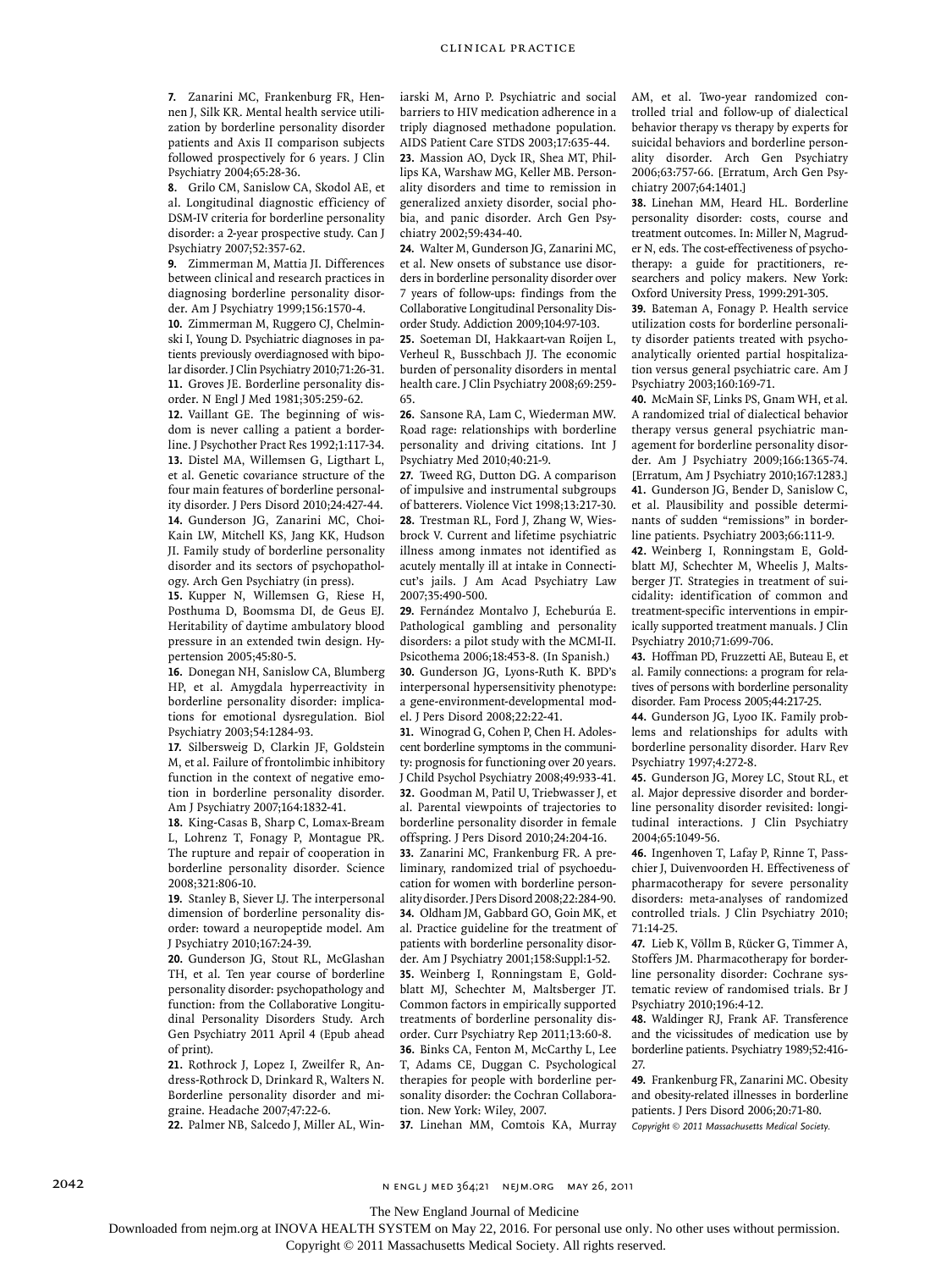7. Zanarini MC, Frankenburg FR, Hennen J, Silk KR. Mental health service utilization by borderline personality disorder patients and Axis II comparison subjects followed prospectively for 6 years. J Clin Psychiatry 2004;65:28-36.

8. Grilo CM, Sanislow CA, Skodol AE, et al. Longitudinal diagnostic efficiency of DSM-IV criteria for borderline personality disorder: a 2-year prospective study. Can J Psychiatry 2007;52:357-62.

9. Zimmerman M, Mattia JI. Differences between clinical and research practices in diagnosing borderline personality disorder. Am J Psychiatry 1999;156:1570-4.

10. Zimmerman M, Ruggero CJ, Chelminski I, Young D. Psychiatric diagnoses in patients previously overdiagnosed with bipolar disorder. J Clin Psychiatry 2010;71:26-31.

11. Groves JE. Borderline personality disorder. N Engl J Med 1981;305:259-62.

12. Vaillant GE. The beginning of wisdom is never calling a patient a borderline. J Psychother Pract Res 1992;1:117-34.

13. Distel MA, Willemsen G, Ligthart L, et al. Genetic covariance structure of the four main features of borderline personality disorder. J Pers Disord 2010;24:427-44.

14. Gunderson JG, Zanarini MC, Choi-Kain LW, Mitchell KS, Jang KK, Hudson JI. Family study of borderline personality disorder and its sectors of psychopathology. Arch Gen Psychiatry (in press).

15. Kupper N, Willemsen G, Riese H, Posthuma D, Boomsma DI, de Geus EJ. Heritability of daytime ambulatory blood pressure in an extended twin design. Hypertension 2005;45:80-5.

16. Donegan NH, Sanislow CA, Blumberg HP, et al. Amygdala hyperreactivity in borderline personality disorder: implications for emotional dysregulation. Biol Psychiatry 2003;54:1284-93.

17. Silbersweig D, Clarkin JF, Goldstein M, et al. Failure of frontolimbic inhibitory function in the context of negative emotion in borderline personality disorder. Am J Psychiatry 2007;164:1832-41.

18. King-Casas B, Sharp C, Lomax-Bream L, Lohrenz T, Fonagy P, Montague PR. The rupture and repair of cooperation in borderline personality disorder. Science 2008;321:806-10.

19. Stanley B, Siever LJ. The interpersonal dimension of borderline personality disorder: toward a neuropeptide model. Am J Psychiatry 2010;167:24-39.

20. Gunderson JG, Stout RL, McGlashan TH, et al. Ten year course of borderline personality disorder: psychopathology and function: from the Collaborative Longitudinal Personality Disorders Study. Arch Gen Psychiatry 2011 April 4 (Epub ahead of print).

21. Rothrock J, Lopez I, Zweilfer R, Andress-Rothrock D, Drinkard R, Walters N. Borderline personality disorder and migraine. Headache 2007;47:22-6.

22. Palmer NB, Salcedo J, Miller AL, Winiarski M, Arno P. Psychiatric and social barriers to HIV medication adherence in a triply diagnosed methadone population. AIDS Patient Care STDS 2003;17:635-44.

23. Massion AO, Dyck IR, Shea MT, Phillips KA, Warshaw MG, Keller MB. Personality disorders and time to remission in generalized anxiety disorder, social phobia, and panic disorder. Arch Gen Psychiatry 2002;59:434-40.

24. Walter M, Gunderson JG, Zanarini MC, et al. New onsets of substance use disorders in borderline personality disorder over 7 years of follow-ups: findings from the Collaborative Longitudinal Personality Disorder Study. Addiction 2009;104:97-103.

25. Soeteman DI, Hakkaart-van Roijen L, Verheul R, Busschbach JJ. The economic burden of personality disorders in mental health care. J Clin Psychiatry 2008;69:259-65.

26. Sansone RA, Lam C, Wiederman MW. Road rage: relationships with borderline personality and driving citations. Int J Psychiatry Med 2010;40:21-9.

27. Tweed RG, Dutton DG. A comparison of impulsive and instrumental subgroups of batterers. Violence Vict 1998;13:217-30.

28. Trestman RL, Ford J, Zhang W, Wiesbrock V. Current and lifetime psychiatric illness among inmates not identified as acutely mentally ill at intake in Connecticut's jails. J Am Acad Psychiatry Law 2007;35:490-500.

29. Fernández Montalvo J, Echeburúa E. Pathological gambling and personality disorders: a pilot study with the MCMI-II. Psicothema 2006;18:453-8. (In Spanish.)

30. Gunderson JG, Lyons-Ruth K. BPD's interpersonal hypersensitivity phenotype: a gene-environment-developmental model. J Pers Disord 2008;22:22-41.

31. Winograd G, Cohen P, Chen H. Adolescent borderline symptoms in the community: prognosis for functioning over 20 years. J Child Psychol Psychiatry 2008;49:933-41.

32. Goodman M, Patil U, Triebwasser J, et al. Parental viewpoints of trajectories to borderline personality disorder in female offspring. J Pers Disord 2010;24:204-16.

33. Zanarini MC, Frankenburg FR. A preliminary, randomized trial of psychoeducation for women with borderline personality disorder. J Pers Disord 2008;22:284-90.

34. Oldham JM, Gabbard GO, Goin MK, et al. Practice guideline for the treatment of patients with borderline personality disorder. Am J Psychiatry 2001;158:Suppl:1-52.

35. Weinberg I, Ronningstam E, Goldblatt MJ, Schechter M, Maltsberger JT. Common factors in empirically supported treatments of borderline personality disorder. Curr Psychiatry Rep 2011;13:60-8.

36. Binks CA, Fenton M, McCarthy L, Lee T, Adams CE, Duggan C. Psychological therapies for people with borderline personality disorder: the Cochran Collaboration. New York: Wiley, 2007.

37. Linehan MM, Comtois KA, Murray AM, et al. Two-year randomized controlled trial and follow-up of dialectical behavior therapy vs therapy by experts for suicidal behaviors and borderline personality disorder. Arch Gen Psychiatry 2006;63:757-66. [Erratum, Arch Gen Psychiatry 2007;64:1401.]

38. Linehan MM, Heard HL. Borderline personality disorder: costs, course and treatment outcomes. In: Miller N, Magruder N, eds. The cost-effectiveness of psychotherapy: a guide for practitioners, researchers and policy makers. New York: Oxford University Press, 1999:291-305.

39. Bateman A, Fonagy P. Health service utilization costs for borderline personality disorder patients treated with psychoanalytically oriented partial hospitalization versus general psychiatric care. Am J Psychiatry 2003;160:169-71.

40. McMain SF, Links PS, Gnam WH, et al. A randomized trial of dialectical behavior therapy versus general psychiatric management for borderline personality disorder. Am J Psychiatry 2009;166:1365-74. [Erratum, Am J Psychiatry 2010;167:1283.]

41. Gunderson JG, Bender D, Sanislow C, et al. Plausibility and possible determinants of sudden "remissions" in borderline patients. Psychiatry 2003;66:111-9.

42. Weinberg I, Ronningstam E, Goldblatt MJ, Schechter M, Wheelis J, Maltsberger JT. Strategies in treatment of suicidality: identification of common and treatment-specific interventions in empirically supported treatment manuals. J Clin Psychiatry 2010;71:699-706.

43. Hoffman PD, Fruzzetti AE, Buteau E, et al. Family connections: a program for relatives of persons with borderline personality disorder. Fam Process 2005;44:217-25.

44. Gunderson JG, Lyoo IK. Family problems and relationships for adults with borderline personality disorder. Harv Rev Psychiatry 1997;4:272-8.

45. Gunderson JG, Morey LC, Stout RL, et al. Major depressive disorder and borderline personality disorder revisited: longitudinal interactions. J Clin Psychiatry 2004;65:1049-56.

46. Ingenhoven T, Lafay P, Rinne T, Passchier J, Duivenvoorden H. Effectiveness of pharmacotherapy for severe personality disorders: meta-analyses of randomized controlled trials. J Clin Psychiatry 2010;71:14-25.

47. Lieb K, Völlm B, Rücker G, Timmer A, Stoffers JM. Pharmacotherapy for borderline personality disorder: Cochrane systematic review of randomised trials. Br J Psychiatry 2010;196:4-12.

48. Waldinger RJ, Frank AF. Transference and the vicissitudes of medication use by borderline patients. Psychiatry 1989;52:416-27.

49. Frankenburg FR, Zanarini MC. Obesity and obesity-related illnesses in borderline patients. J Pers Disord 2006;20:71-80.

*Copyright © 2011 Massachusetts Medical Society.*